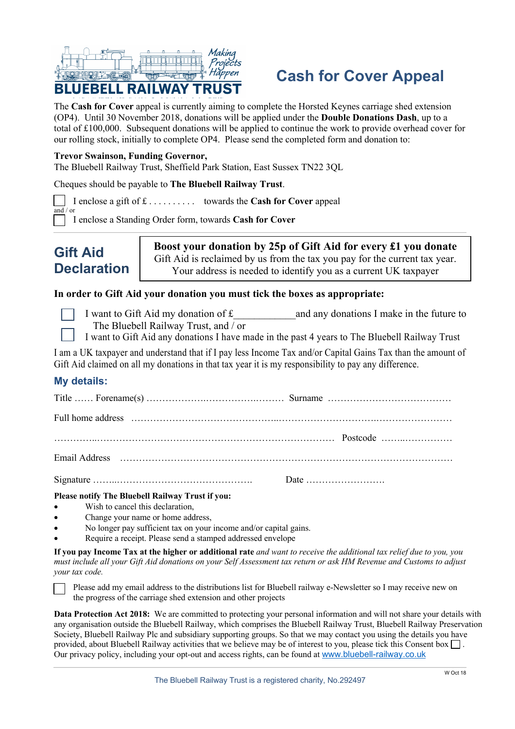BLUEBELL RAILWAY TRUST

Making Projects Happen

# Cash for Cover Appeal

The **Cash for Cover** appeal is currently aiming to complete the Horsted Keynes carriage shed extension (OP4). Until 30 November 2018, donations will be applied under the **Double Donations Dash**, up to a total of £100,000. Subsequent donations will be applied to continue the work to provide overhead cover for our rolling stock, initially to complete OP4. Please send the completed form and donation to:

**Trevor Swainson, Funding Governor,**
The Bluebell Railway Trust, Sheffield Park Station, East Sussex TN22 3QL

Cheques should be payable to **The Bluebell Railway Trust**.

☐ I enclose a gift of £ . . . . . . . . . . towards the **Cash for Cover** appeal

and / or

☐ I enclose a Standing Order form, towards **Cash for Cover**

## Gift Aid Declaration

**Boost your donation by 25p of Gift Aid for every £1 you donate**
Gift Aid is reclaimed by us from the tax you pay for the current tax year.
Your address is needed to identify you as a current UK taxpayer

**In order to Gift Aid your donation you must tick the boxes as appropriate:**

☐ I want to Gift Aid my donation of £___________ and any donations I make in the future to The Bluebell Railway Trust, and / or

☐ I want to Gift Aid any donations I have made in the past 4 years to The Bluebell Railway Trust

I am a UK taxpayer and understand that if I pay less Income Tax and/or Capital Gains Tax than the amount of Gift Aid claimed on all my donations in that tax year it is my responsibility to pay any difference.

### My details:

Title …… Forename(s) ……………………………………… Surname …………………………………

Full home address ……………………………………………………………………………………

…………………………………………………………………………… Postcode ………………

Email Address …………………………………………………………………………………………

Signature ………………………………………… Date ……………………

**Please notify The Bluebell Railway Trust if you:**

- Wish to cancel this declaration,
- Change your name or home address,
- No longer pay sufficient tax on your income and/or capital gains.
- Require a receipt. Please send a stamped addressed envelope

**If you pay Income Tax at the higher or additional rate** *and want to receive the additional tax relief due to you, you must include all your Gift Aid donations on your Self Assessment tax return or ask HM Revenue and Customs to adjust your tax code.*

☐ Please add my email address to the distributions list for Bluebell railway e-Newsletter so I may receive new on the progress of the carriage shed extension and other projects

**Data Protection Act 2018:** We are committed to protecting your personal information and will not share your details with any organisation outside the Bluebell Railway, which comprises the Bluebell Railway Trust, Bluebell Railway Preservation Society, Bluebell Railway Plc and subsidiary supporting groups. So that we may contact you using the details you have provided, about Bluebell Railway activities that we believe may be of interest to you, please tick this Consent box ☐.
Our privacy policy, including your opt-out and access rights, can be found at www.bluebell-railway.co.uk

W Oct 18

The Bluebell Railway Trust is a registered charity, No.292497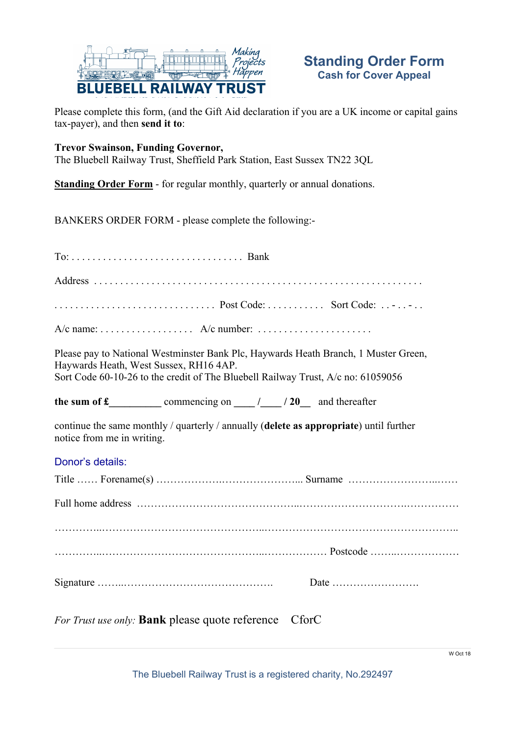BLUEBELL RAILWAY TRUST

Making Projects Happen

# Standing Order Form

## Cash for Cover Appeal

Please complete this form, (and the Gift Aid declaration if you are a UK income or capital gains tax-payer), and then **send it to**:

**Trevor Swainson, Funding Governor,**
The Bluebell Railway Trust, Sheffield Park Station, East Sussex TN22 3QL

**Standing Order Form** - for regular monthly, quarterly or annual donations.

BANKERS ORDER FORM - please complete the following:-

To: . . . . . . . . . . . . . . . . . . . . . . . . . . . . . . . . . Bank

Address . . . . . . . . . . . . . . . . . . . . . . . . . . . . . . . . . . . . . . . . . . . . . . . . . . . . . . . . . . . . . .

. . . . . . . . . . . . . . . . . . . . . . . . . . . . . . . Post Code: . . . . . . . . . . . Sort Code: . . - . . - . .

A/c name: . . . . . . . . . . . . . . . . . . A/c number: . . . . . . . . . . . . . . . . . . . . . .

Please pay to National Westminster Bank Plc, Haywards Heath Branch, 1 Muster Green, Haywards Heath, West Sussex, RH16 4AP.
Sort Code 60-10-26 to the credit of The Bluebell Railway Trust, A/c no: 61059056

**the sum of £__________** commencing on ____ /____ / **20__** and thereafter

continue the same monthly / quarterly / annually (**delete as appropriate**) until further notice from me in writing.

### Donor's details:

Title …… Forename(s) ………………….………………….. Surname ………………………..……

Full home address ……………………………………...………………………….……………

…………...………………………………………...………………………………………………..

…………...………………………………………..……………… Postcode ……..………………

Signature ……..…………………………………….          Date …………………….

*For Trust use only:* **Bank** please quote reference    CforC

W Oct 18

The Bluebell Railway Trust is a registered charity, No.292497